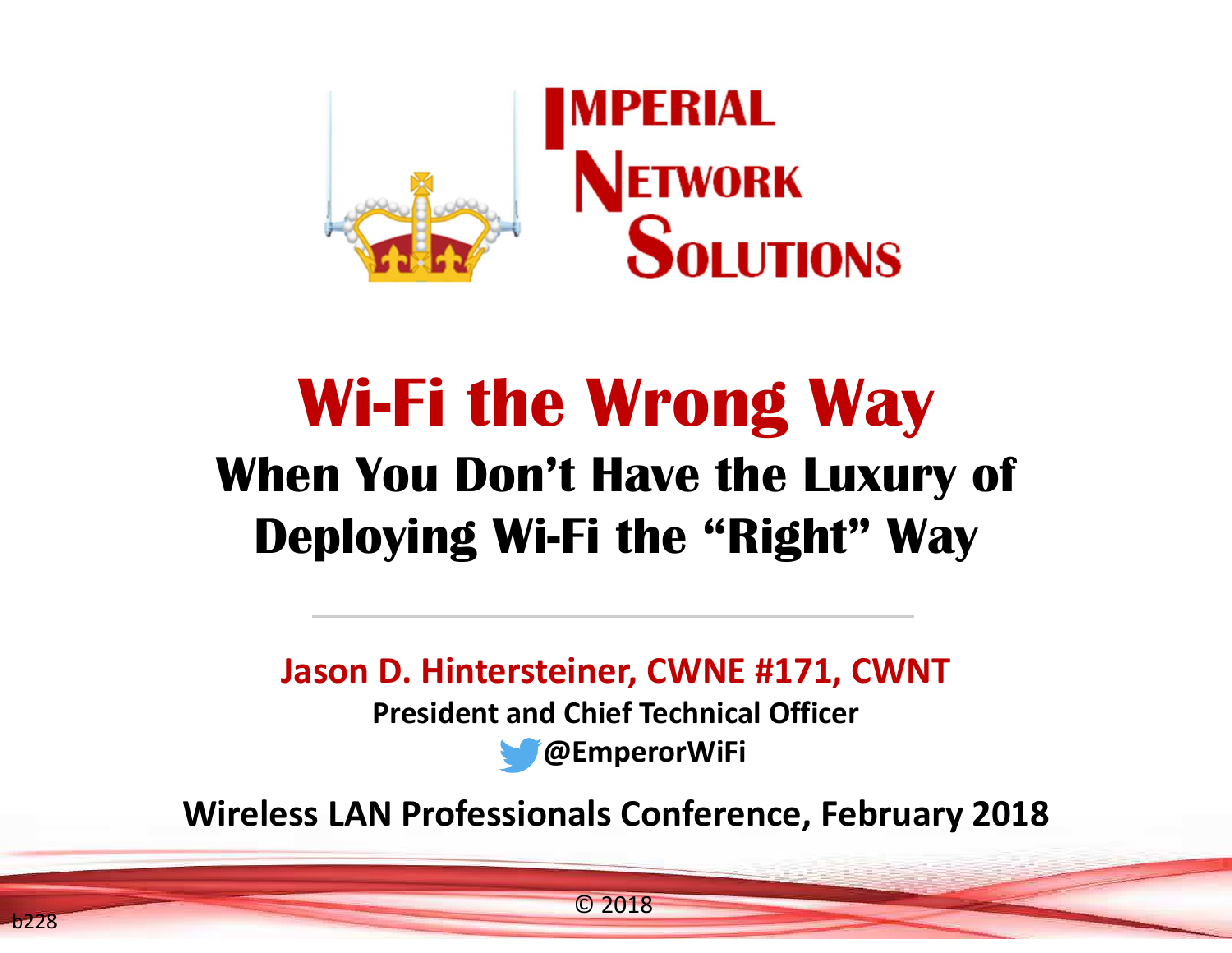IMPERIAL NETWORK SOLUTIONS

# Wi-Fi the Wrong Way

## When You Don't Have the Luxury of Deploying Wi-Fi the "Right" Way

**Jason D. Hintersteiner, CWNE #171, CWNT**

**President and Chief Technical Officer**

**@EmperorWiFi**

**Wireless LAN Professionals Conference, February 2018**

© 2018

b228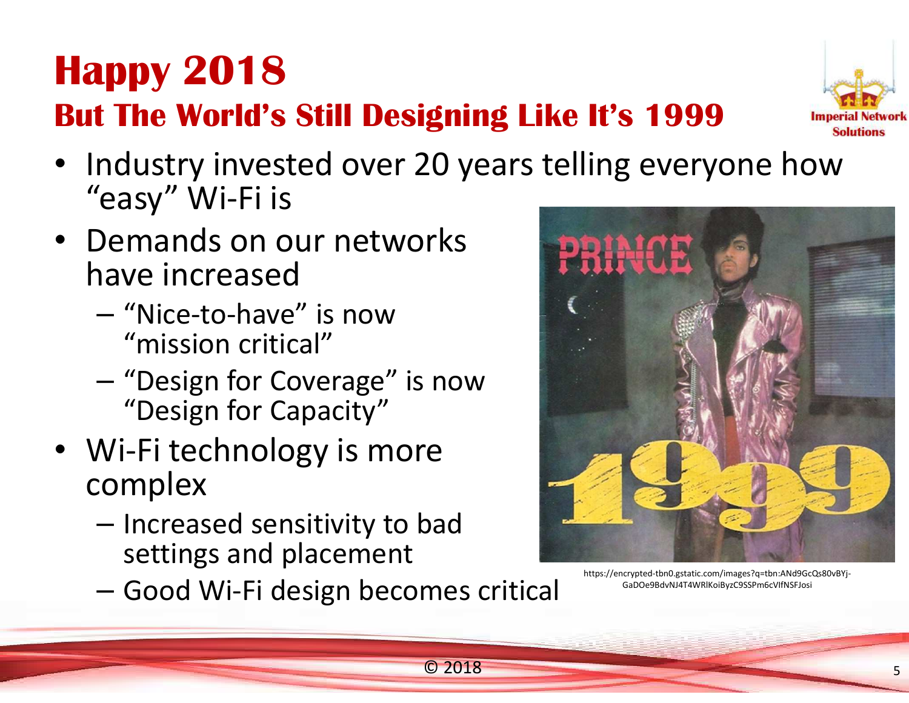# Happy 2018

## But The World's Still Designing Like It's 1999

- Industry invested over 20 years telling everyone how "easy" Wi-Fi is
- Demands on our networks have increased
  - "Nice-to-have" is now "mission critical"
  - "Design for Coverage" is now "Design for Capacity"
- Wi-Fi technology is more complex
  - Increased sensitivity to bad settings and placement
  - Good Wi-Fi design becomes critical

https://encrypted-tbn0.gstatic.com/images?q=tbn:ANd9GcQs80vBYj-GaDOe9BdvNJ4T4WRlKoiByzC9SSPm6cVIfNSFJosi

© 2018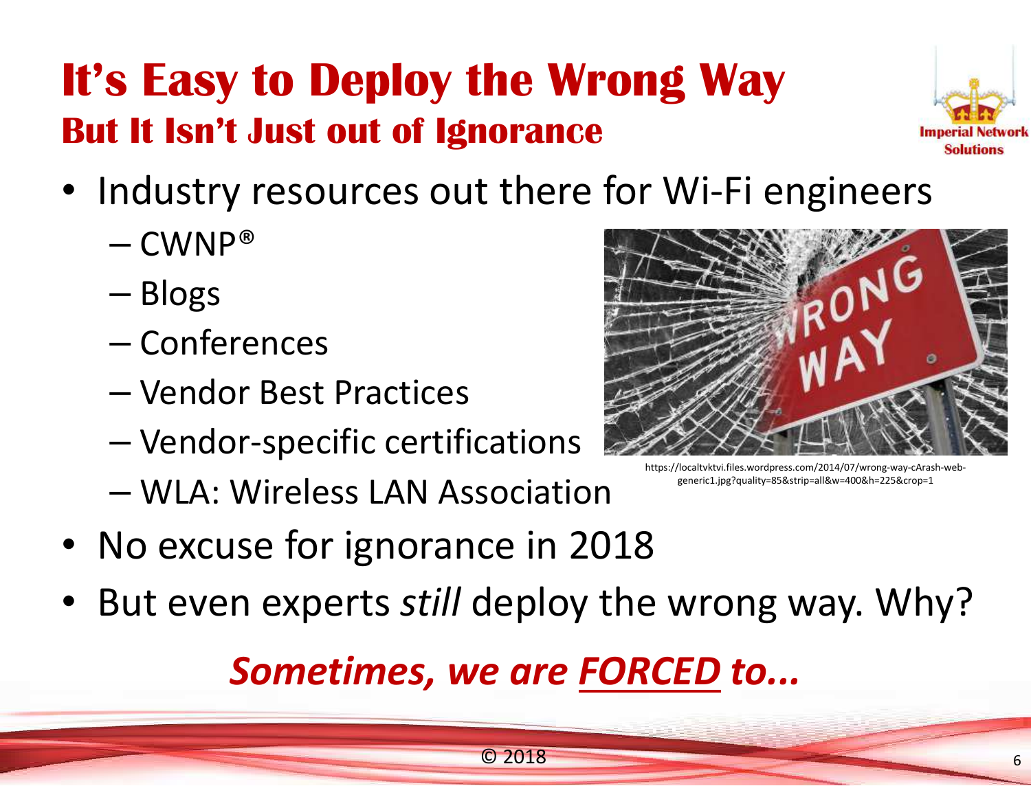# It's Easy to Deploy the Wrong Way

## But It Isn't Just out of Ignorance

- Industry resources out there for Wi-Fi engineers
  - CWNP®
  - Blogs
  - Conferences
  - Vendor Best Practices
  - Vendor-specific certifications
  - WLA: Wireless LAN Association
- No excuse for ignorance in 2018
- But even experts *still* deploy the wrong way. Why?

https://localtvktvi.files.wordpress.com/2014/07/wrong-way-cArash-web-generic1.jpg?quality=85&strip=all&w=400&h=225&crop=1

***Sometimes, we are <u>FORCED</u> to...***

© 2018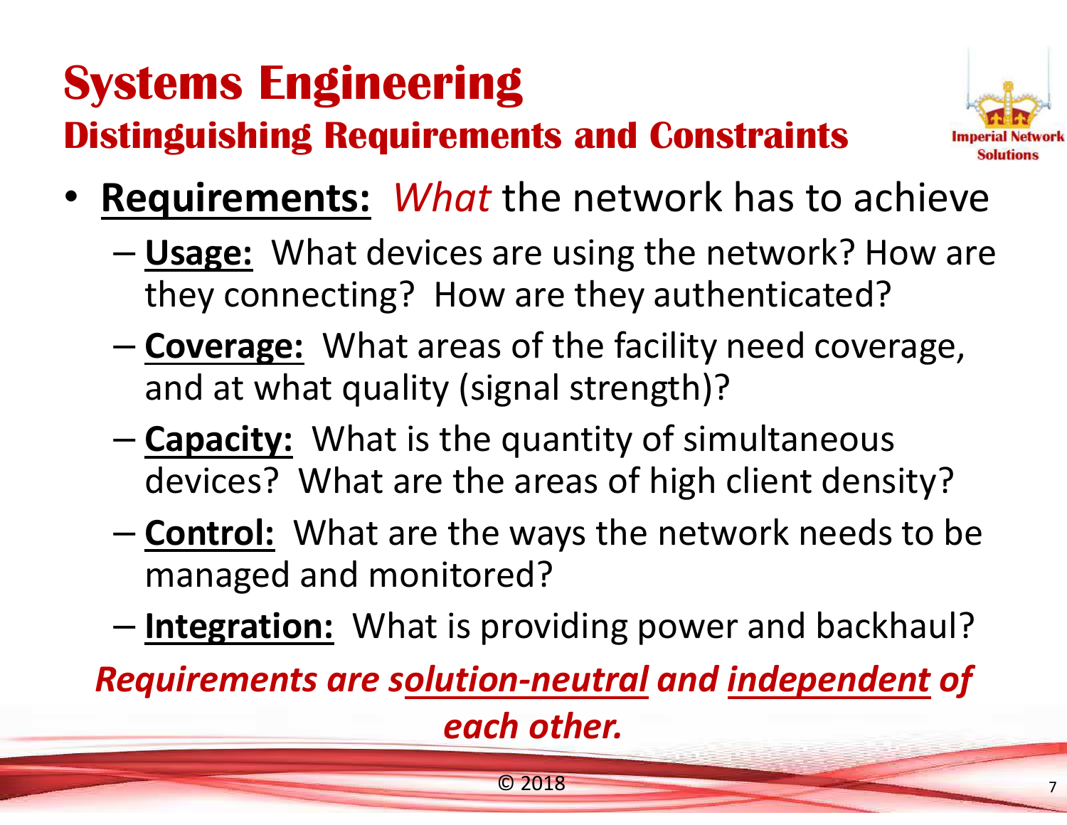# Systems Engineering

## Distinguishing Requirements and Constraints

- **Requirements:** *What* the network has to achieve
  - **Usage:** What devices are using the network? How are they connecting? How are they authenticated?
  - **Coverage:** What areas of the facility need coverage, and at what quality (signal strength)?
  - **Capacity:** What is the quantity of simultaneous devices? What are the areas of high client density?
  - **Control:** What are the ways the network needs to be managed and monitored?
  - **Integration:** What is providing power and backhaul?

***Requirements are solution-neutral and independent of each other.***

© 2018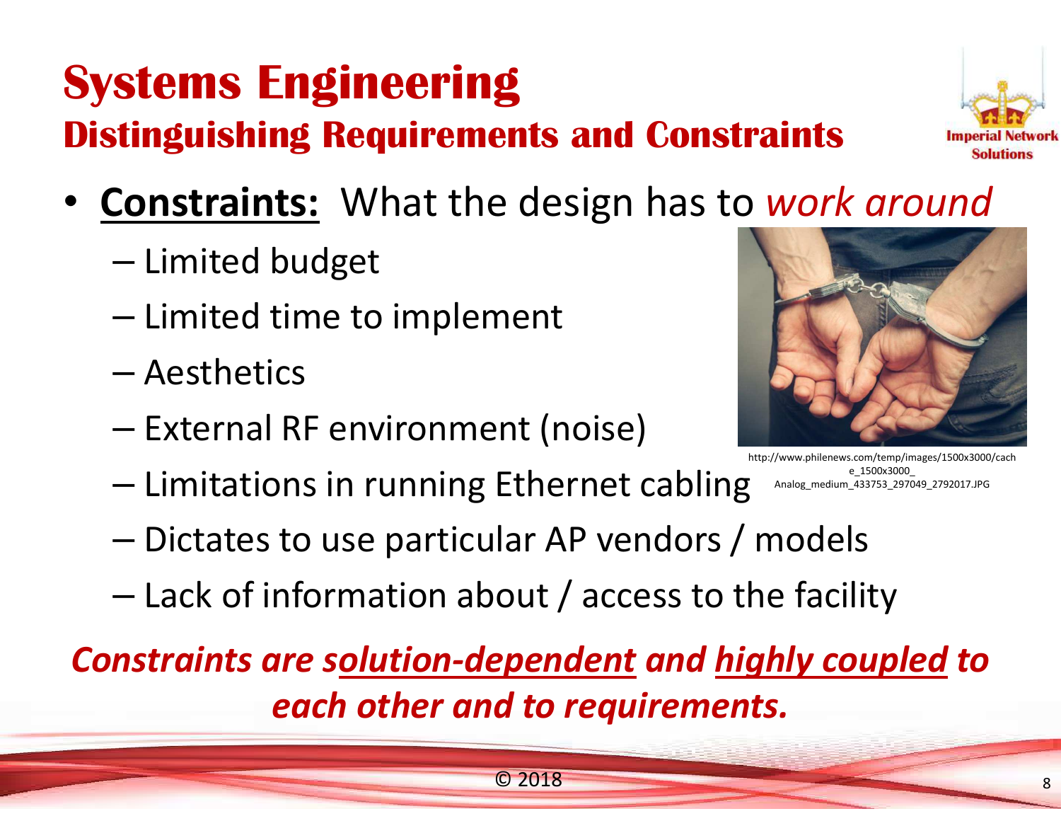# Systems Engineering

## Distinguishing Requirements and Constraints

- **Constraints:** What the design has to *work around*
  - Limited budget
  - Limited time to implement
  - Aesthetics
  - External RF environment (noise)
  - Limitations in running Ethernet cabling
  - Dictates to use particular AP vendors / models
  - Lack of information about / access to the facility

http://www.philenews.com/temp/images/1500x3000/cache_1500x3000_Analog_medium_433753_297049_2792017.JPG

***Constraints are solution-dependent and highly coupled to each other and to requirements.***

© 2018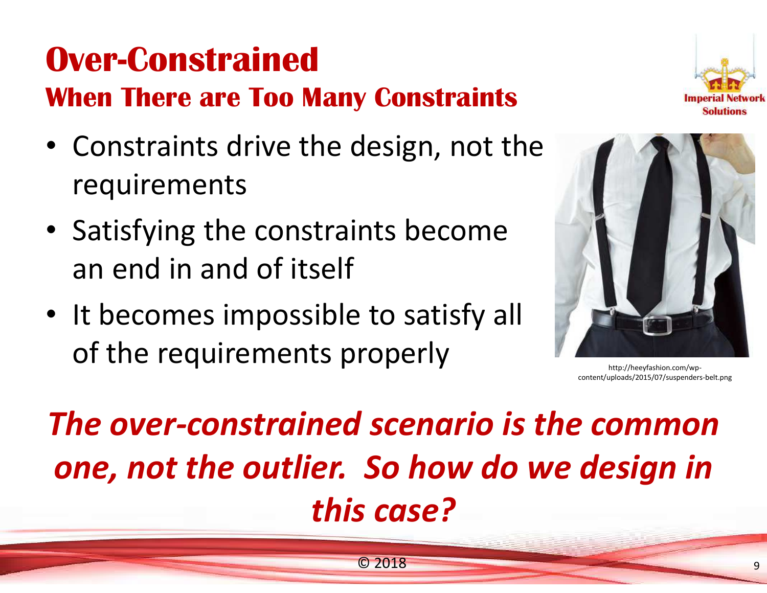# Over-Constrained

## When There are Too Many Constraints

- Constraints drive the design, not the requirements
- Satisfying the constraints become an end in and of itself
- It becomes impossible to satisfy all of the requirements properly

http://heeyfashion.com/wp-content/uploads/2015/07/suspenders-belt.png

***The over-constrained scenario is the common one, not the outlier. So how do we design in this case?***

© 2018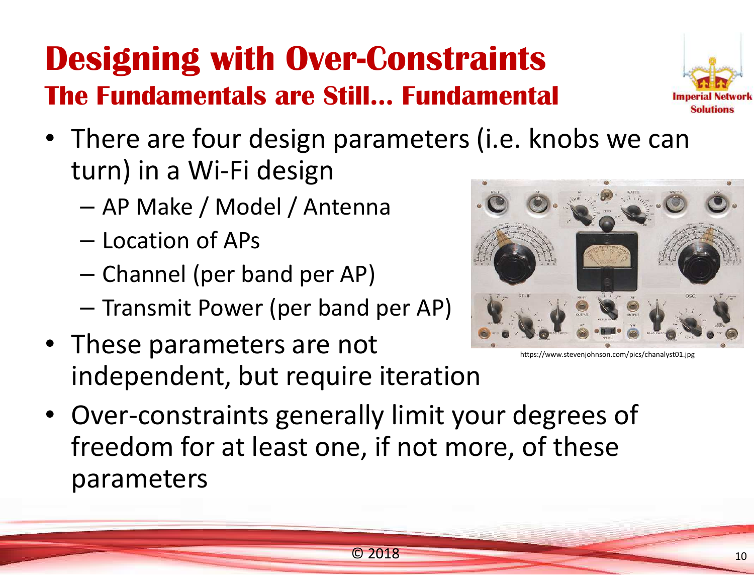# Designing with Over-Constraints

## The Fundamentals are Still… Fundamental

- There are four design parameters (i.e. knobs we can turn) in a Wi-Fi design
  - AP Make / Model / Antenna
  - Location of APs
  - Channel (per band per AP)
  - Transmit Power (per band per AP)
- These parameters are not independent, but require iteration
- Over-constraints generally limit your degrees of freedom for at least one, if not more, of these parameters

https://www.stevenjohnson.com/pics/chanalyst01.jpg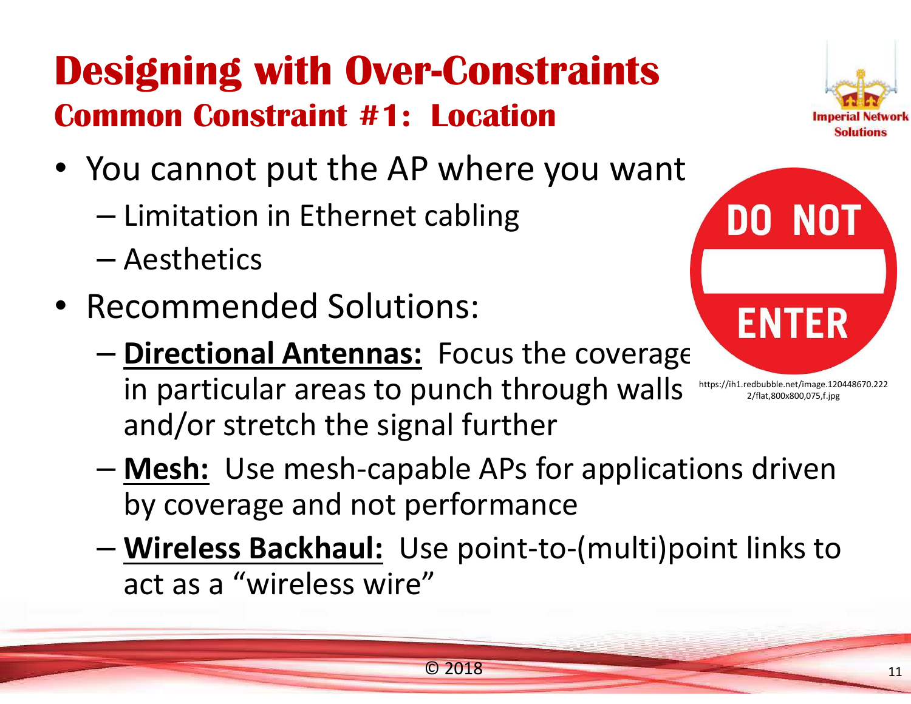# Designing with Over-Constraints

## Common Constraint #1: Location

- You cannot put the AP where you want
  - Limitation in Ethernet cabling
  - Aesthetics
- Recommended Solutions:
  - **Directional Antennas:** Focus the coverage in particular areas to punch through walls and/or stretch the signal further
  - **Mesh:** Use mesh-capable APs for applications driven by coverage and not performance
  - **Wireless Backhaul:** Use point-to-(multi)point links to act as a "wireless wire"

https://ih1.redbubble.net/image.120448670.2222/flat,800x800,075,f.jpg

© 2018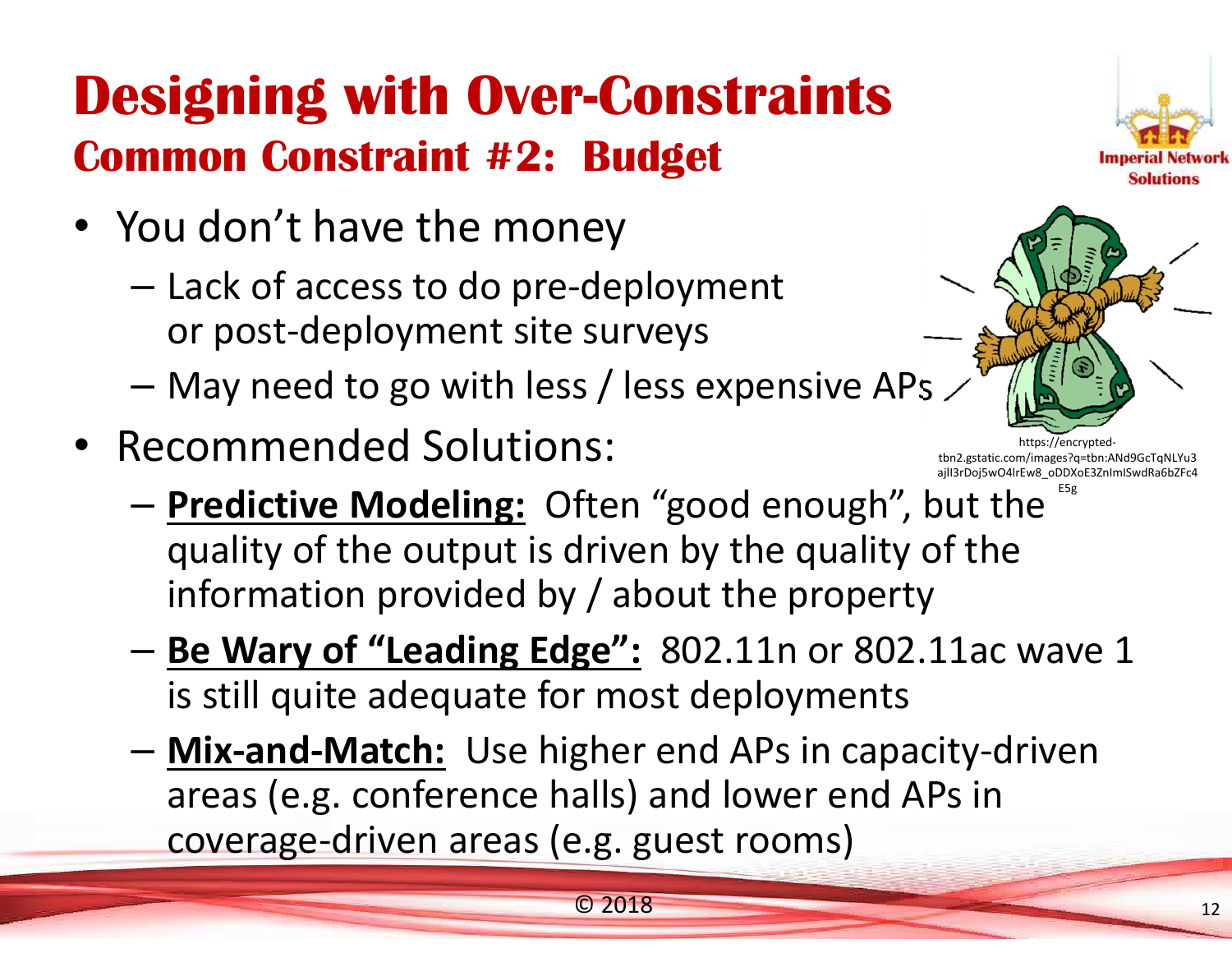# Designing with Over-Constraints

## Common Constraint #2: Budget

- You don't have the money
  - Lack of access to do pre-deployment or post-deployment site surveys
  - May need to go with less / less expensive APs
- Recommended Solutions:
  - **Predictive Modeling:** Often "good enough", but the quality of the output is driven by the quality of the information provided by / about the property
  - **Be Wary of "Leading Edge":** 802.11n or 802.11ac wave 1 is still quite adequate for most deployments
  - **Mix-and-Match:** Use higher end APs in capacity-driven areas (e.g. conference halls) and lower end APs in coverage-driven areas (e.g. guest rooms)

https://encrypted-tbn2.gstatic.com/images?q=tbn:ANd9GcTqNLYu3ajlI3rDoj5wO4lrEw8_oDDXoE3ZnImISwdRa6bZFc4E5g

© 2018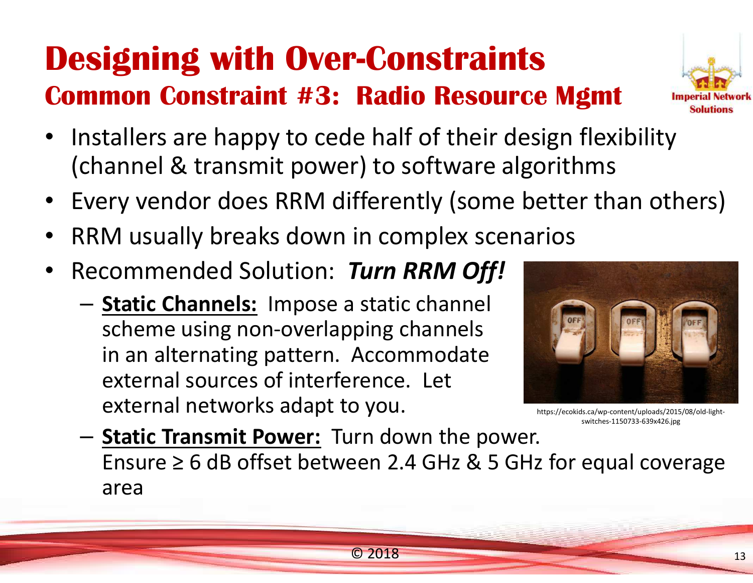# Designing with Over-Constraints

## Common Constraint #3: Radio Resource Mgmt

- Installers are happy to cede half of their design flexibility (channel & transmit power) to software algorithms
- Every vendor does RRM differently (some better than others)
- RRM usually breaks down in complex scenarios
- Recommended Solution: ***Turn RRM Off!***
  - **Static Channels:** Impose a static channel scheme using non-overlapping channels in an alternating pattern. Accommodate external sources of interference. Let external networks adapt to you.
  - **Static Transmit Power:** Turn down the power. Ensure ≥ 6 dB offset between 2.4 GHz & 5 GHz for equal coverage area

https://ecokids.ca/wp-content/uploads/2015/08/old-light-switches-1150733-639x426.jpg

© 2018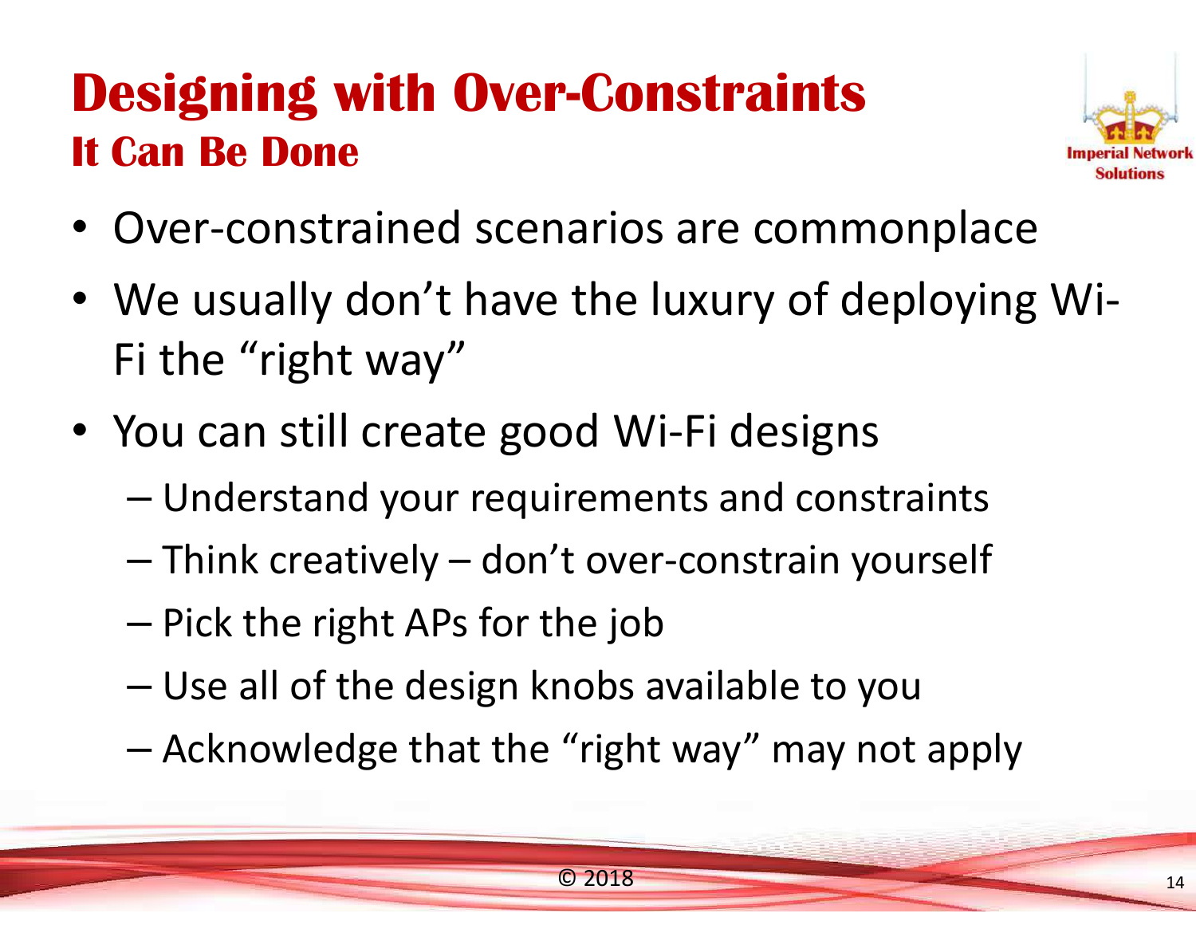# Designing with Over-Constraints

## It Can Be Done

- Over-constrained scenarios are commonplace
- We usually don't have the luxury of deploying Wi-Fi the "right way"
- You can still create good Wi-Fi designs
  - Understand your requirements and constraints
  - Think creatively – don't over-constrain yourself
  - Pick the right APs for the job
  - Use all of the design knobs available to you
  - Acknowledge that the "right way" may not apply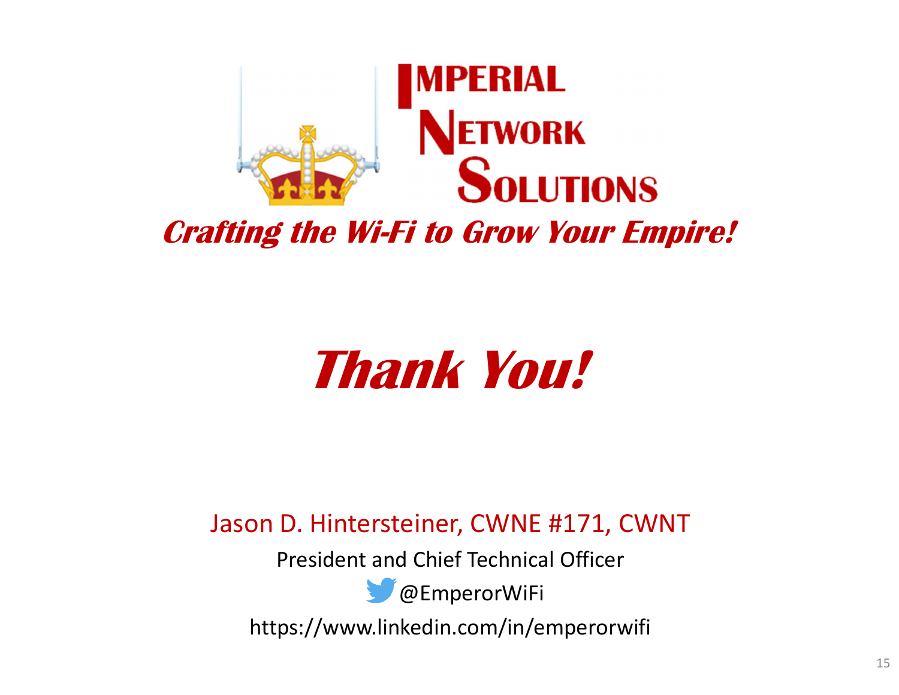**IMPERIAL NETWORK SOLUTIONS**

***Crafting the Wi-Fi to Grow Your Empire!***

# *Thank You!*

Jason D. Hintersteiner, CWNE #171, CWNT

President and Chief Technical Officer

@EmperorWiFi

https://www.linkedin.com/in/emperorwifi